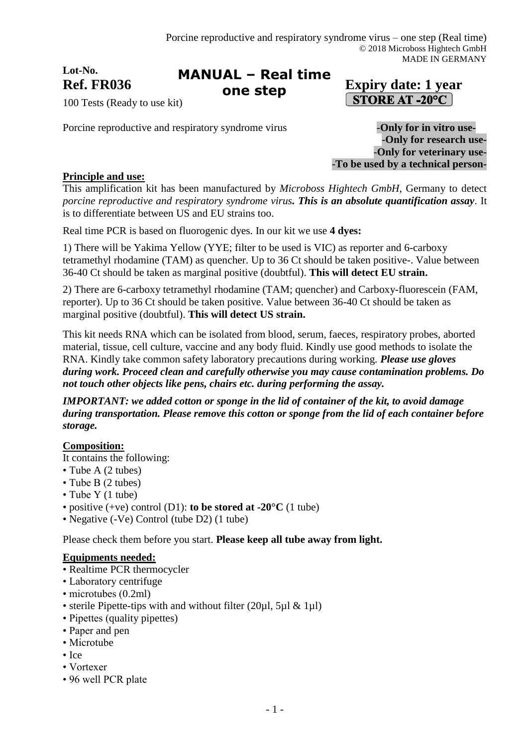Porcine reproductive and respiratory syndrome virus – one step (Real time)
© 2018 Microboss Hightech GmbH
MADE IN GERMANY

**Lot-No.**
**Ref. FR036**

# MANUAL – Real time one step

**Expiry date: 1 year**
**STORE AT -20°C**

100 Tests (Ready to use kit)

Porcine reproductive and respiratory syndrome virus

**-Only for in vitro use-**
**-Only for research use-**
**-Only for veterinary use-**
**-To be used by a technical person-**

## Principle and use:

This amplification kit has been manufactured by *Microboss Hightech GmbH*, Germany to detect *porcine reproductive and respiratory syndrome virus. **This is an absolute quantification assay***. It is to differentiate between US and EU strains too.

Real time PCR is based on fluorogenic dyes. In our kit we use **4 dyes:**

1) There will be Yakima Yellow (YYE; filter to be used is VIC) as reporter and 6-carboxy tetramethyl rhodamine (TAM) as quencher. Up to 36 Ct should be taken positive-. Value between 36-40 Ct should be taken as marginal positive (doubtful). **This will detect EU strain.**

2) There are 6-carboxy tetramethyl rhodamine (TAM; quencher) and Carboxy-fluorescein (FAM, reporter). Up to 36 Ct should be taken positive. Value between 36-40 Ct should be taken as marginal positive (doubtful). **This will detect US strain.**

This kit needs RNA which can be isolated from blood, serum, faeces, respiratory probes, aborted material, tissue, cell culture, vaccine and any body fluid. Kindly use good methods to isolate the RNA. Kindly take common safety laboratory precautions during working. ***Please use gloves during work. Proceed clean and carefully otherwise you may cause contamination problems. Do not touch other objects like pens, chairs etc. during performing the assay.***

***IMPORTANT: we added cotton or sponge in the lid of container of the kit, to avoid damage during transportation. Please remove this cotton or sponge from the lid of each container before storage.***

## Composition:

It contains the following:

- Tube A (2 tubes)
- Tube B (2 tubes)
- Tube Y (1 tube)
- positive (+ve) control (D1): **to be stored at -20°C** (1 tube)
- Negative (-Ve) Control (tube D2) (1 tube)

Please check them before you start. **Please keep all tube away from light.**

## Equipments needed:

- Realtime PCR thermocycler
- Laboratory centrifuge
- microtubes (0.2ml)
- sterile Pipette-tips with and without filter (20µl, 5µl & 1µl)
- Pipettes (quality pipettes)
- Paper and pen
- Microtube
- Ice
- Vortexer
- 96 well PCR plate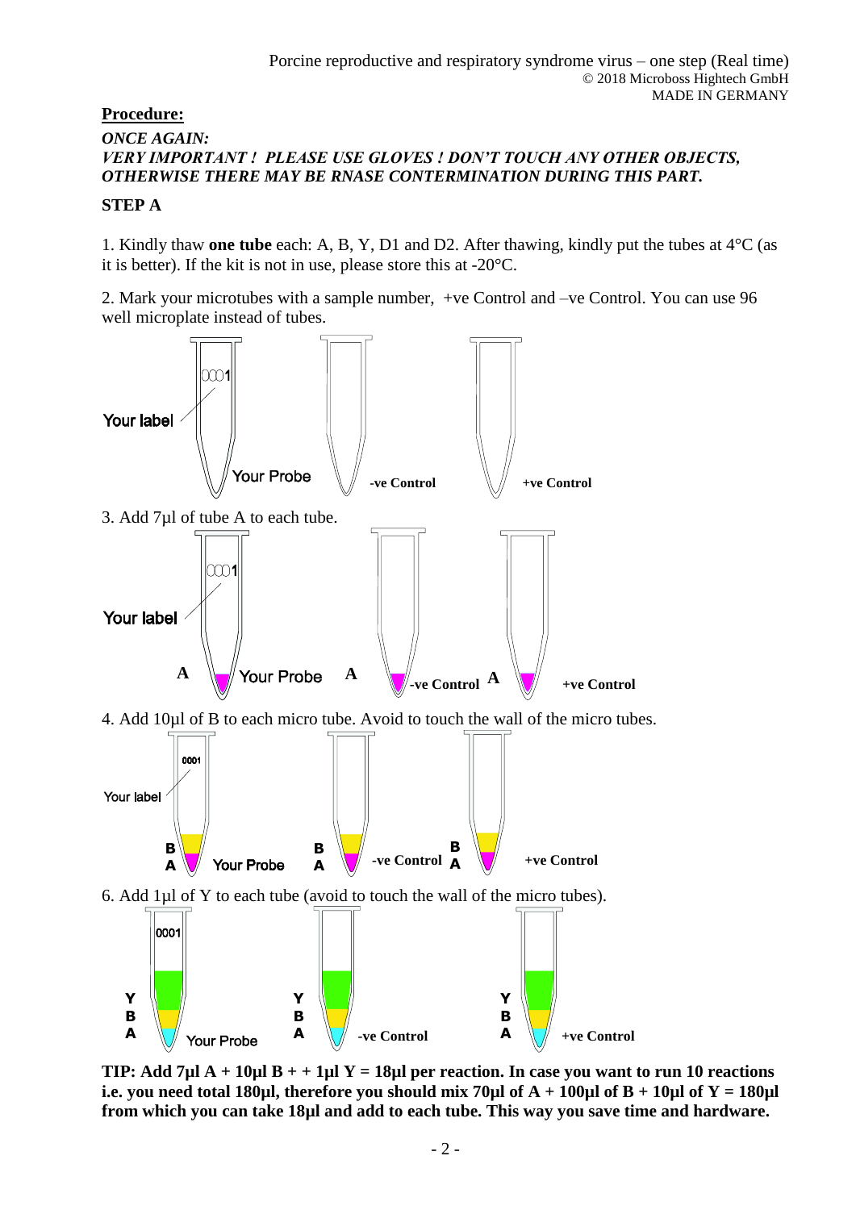## Procedure:

***ONCE AGAIN:***
***VERY IMPORTANT ! PLEASE USE GLOVES ! DON'T TOUCH ANY OTHER OBJECTS, OTHERWISE THERE MAY BE RNASE CONTERMINATION DURING THIS PART.***

### STEP A

1. Kindly thaw **one tube** each: A, B, Y, D1 and D2. After thawing, kindly put the tubes at 4°C (as it is better). If the kit is not in use, please store this at -20°C.

2. Mark your microtubes with a sample number, +ve Control and –ve Control. You can use 96 well microplate instead of tubes.

Your label 0001 — Your Probe — **-ve Control** — **+ve Control**

3. Add 7µl of tube A to each tube.

Your label 0001 — **A** Your Probe — **A** **-ve Control** — **A** **+ve Control**

4. Add 10µl of B to each micro tube. Avoid to touch the wall of the micro tubes.

Your label 0001 — **B A** Your Probe — **B A** **-ve Control** — **B A** **+ve Control**

6. Add 1µl of Y to each tube (avoid to touch the wall of the micro tubes).

0001 — **Y B A** Your Probe — **Y B A** **-ve Control** — **Y B A** **+ve Control**

**TIP: Add 7µl A + 10µl B + + 1µl Y = 18µl per reaction. In case you want to run 10 reactions i.e. you need total 180µl, therefore you should mix 70µl of A + 100µl of B + 10µl of Y = 180µl from which you can take 18µl and add to each tube. This way you save time and hardware.**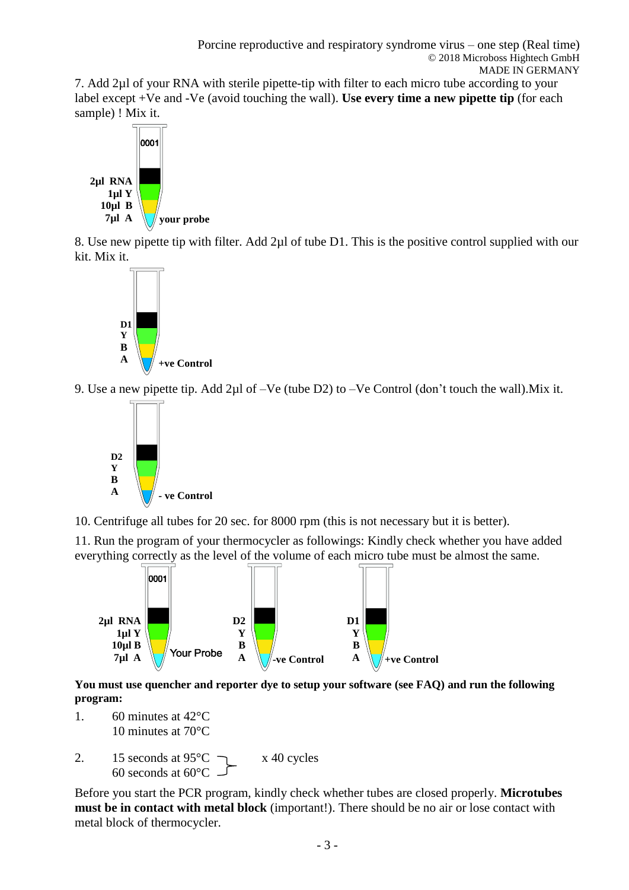7. Add 2µl of your RNA with sterile pipette-tip with filter to each micro tube according to your label except +Ve and -Ve (avoid touching the wall). **Use every time a new pipette tip** (for each sample) ! Mix it.

0001

**2µl RNA**
**1µl Y**
**10µl B**
**7µl A**
**your probe**

8. Use new pipette tip with filter. Add 2µl of tube D1. This is the positive control supplied with our kit. Mix it.

**D1**
**Y**
**B**
**A**
**+ve Control**

9. Use a new pipette tip. Add 2µl of –Ve (tube D2) to –Ve Control (don't touch the wall).Mix it.

**D2**
**Y**
**B**
**A**
**- ve Control**

10. Centrifuge all tubes for 20 sec. for 8000 rpm (this is not necessary but it is better).

11. Run the program of your thermocycler as followings: Kindly check whether you have added everything correctly as the level of the volume of each micro tube must be almost the same.

0001

**2µl RNA**
**1µl Y**
**10µl B**
**7µl A**
Your Probe

**D2**
**Y**
**B**
**A**
**-ve Control**

**D1**
**Y**
**B**
**A**
**+ve Control**

**You must use quencher and reporter dye to setup your software (see FAQ) and run the following program:**

1. 60 minutes at 42°C
   10 minutes at 70°C

2. 15 seconds at 95°C
   60 seconds at 60°C
   x 40 cycles

Before you start the PCR program, kindly check whether tubes are closed properly. **Microtubes must be in contact with metal block** (important!). There should be no air or lose contact with metal block of thermocycler.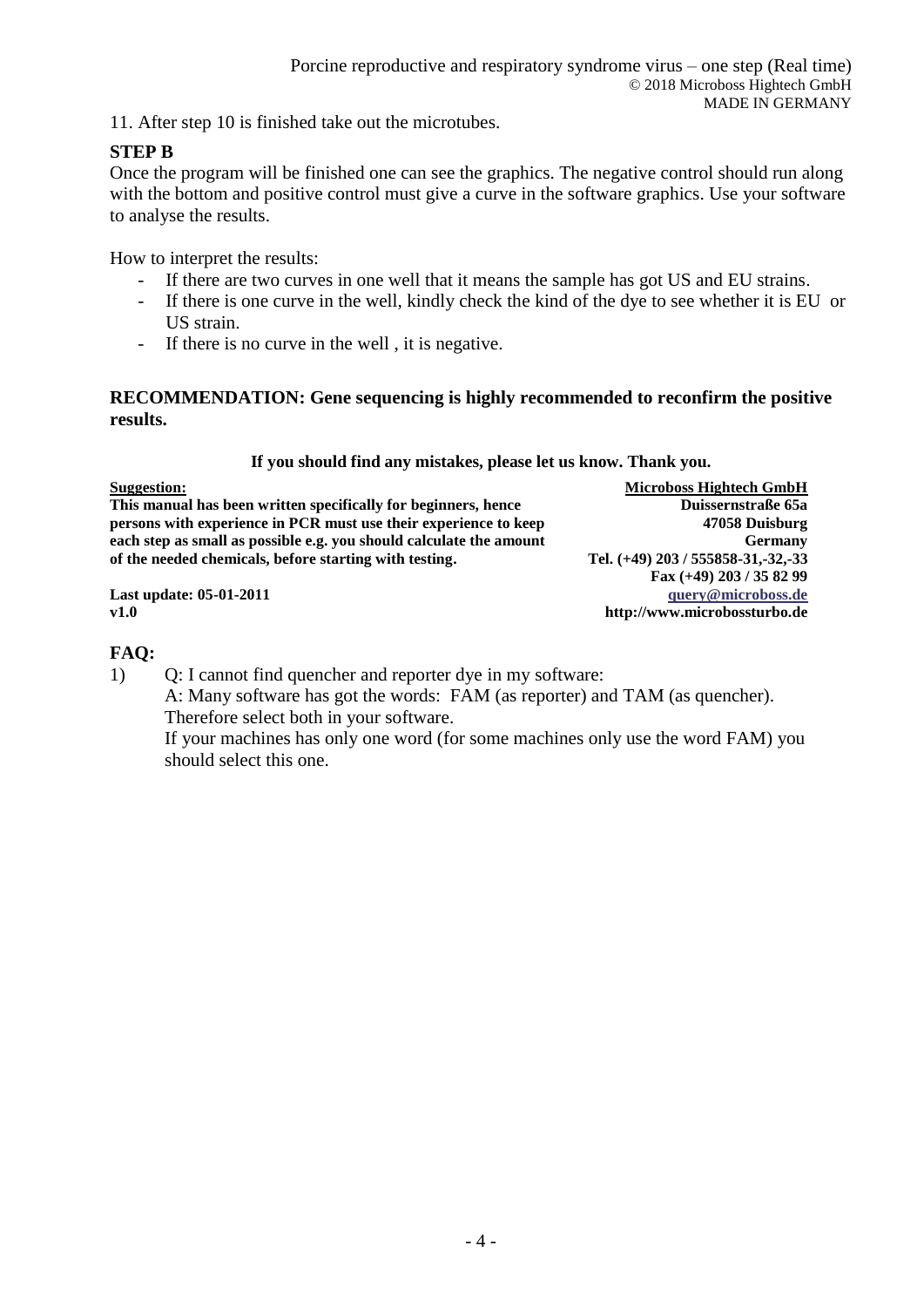11. After step 10 is finished take out the microtubes.

**STEP B**

Once the program will be finished one can see the graphics. The negative control should run along with the bottom and positive control must give a curve in the software graphics. Use your software to analyse the results.

How to interpret the results:

- If there are two curves in one well that it means the sample has got US and EU strains.
- If there is one curve in the well, kindly check the kind of the dye to see whether it is EU or US strain.
- If there is no curve in the well , it is negative.

**RECOMMENDATION: Gene sequencing is highly recommended to reconfirm the positive results.**

**If you should find any mistakes, please let us know. Thank you.**

**Suggestion:**
**This manual has been written specifically for beginners, hence persons with experience in PCR must use their experience to keep each step as small as possible e.g. you should calculate the amount of the needed chemicals, before starting with testing.**

**Last update: 05-01-2011**
**v1.0**

**Microboss Hightech GmbH**
**Duissernstraße 65a**
**47058 Duisburg**
**Germany**
**Tel. (+49) 203 / 555858-31,-32,-33**
**Fax (+49) 203 / 35 82 99**
**query@microboss.de**
**http://www.microbossturbo.de**

**FAQ:**

1) Q: I cannot find quencher and reporter dye in my software:
A: Many software has got the words: FAM (as reporter) and TAM (as quencher). Therefore select both in your software.
If your machines has only one word (for some machines only use the word FAM) you should select this one.